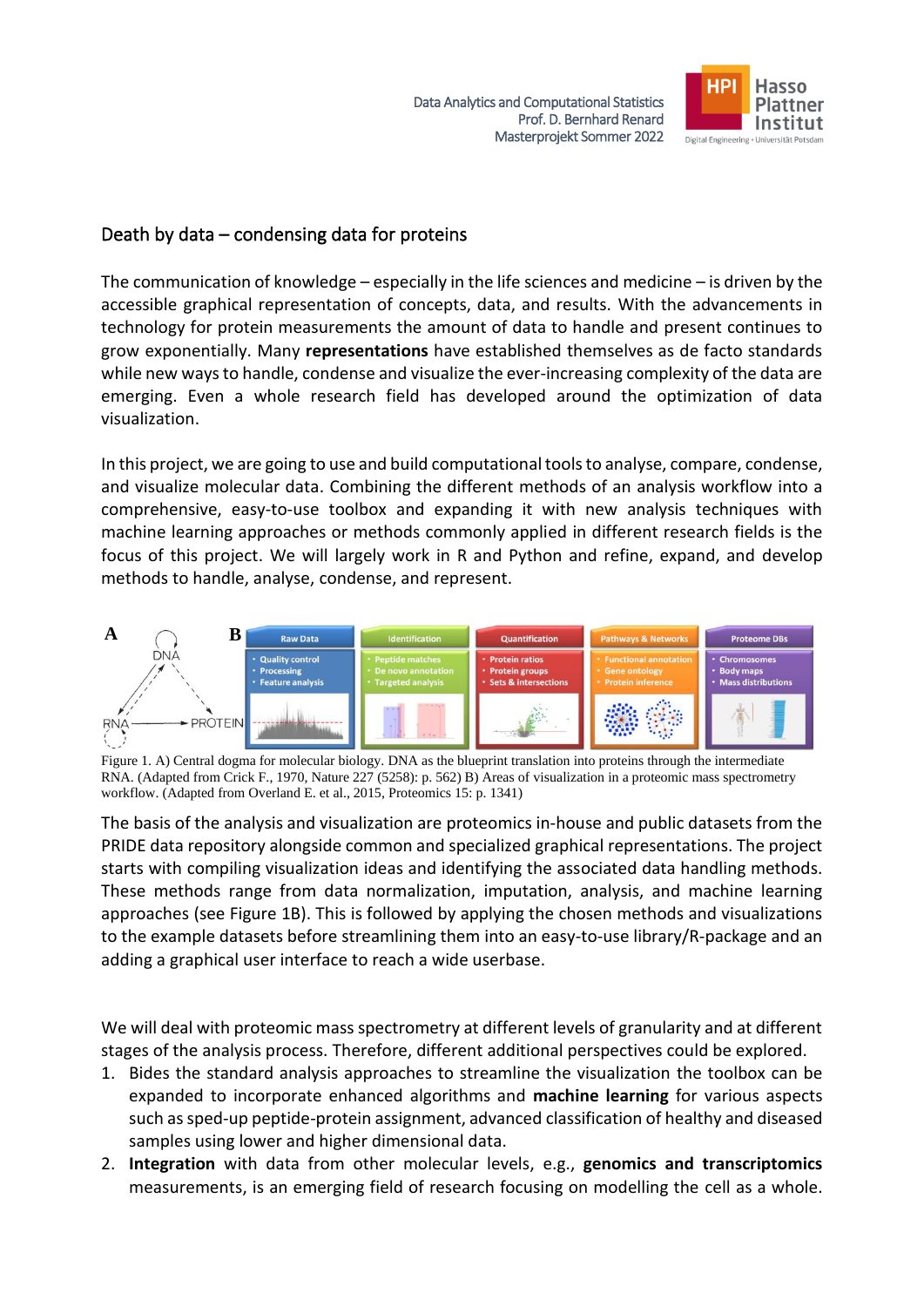Data Analytics and Computational Statistics
Prof. D. Bernhard Renard
Masterprojekt Sommer 2022

## Death by data – condensing data for proteins

The communication of knowledge – especially in the life sciences and medicine – is driven by the accessible graphical representation of concepts, data, and results. With the advancements in technology for protein measurements the amount of data to handle and present continues to grow exponentially. Many **representations** have established themselves as de facto standards while new ways to handle, condense and visualize the ever-increasing complexity of the data are emerging. Even a whole research field has developed around the optimization of data visualization.

In this project, we are going to use and build computational tools to analyse, compare, condense, and visualize molecular data. Combining the different methods of an analysis workflow into a comprehensive, easy-to-use toolbox and expanding it with new analysis techniques with machine learning approaches or methods commonly applied in different research fields is the focus of this project. We will largely work in R and Python and refine, expand, and develop methods to handle, analyse, condense, and represent.

Figure 1. A) Central dogma for molecular biology. DNA as the blueprint translation into proteins through the intermediate RNA. (Adapted from Crick F., 1970, Nature 227 (5258): p. 562) B) Areas of visualization in a proteomic mass spectrometry workflow. (Adapted from Overland E. et al., 2015, Proteomics 15: p. 1341)

The basis of the analysis and visualization are proteomics in-house and public datasets from the PRIDE data repository alongside common and specialized graphical representations. The project starts with compiling visualization ideas and identifying the associated data handling methods. These methods range from data normalization, imputation, analysis, and machine learning approaches (see Figure 1B). This is followed by applying the chosen methods and visualizations to the example datasets before streamlining them into an easy-to-use library/R-package and an adding a graphical user interface to reach a wide userbase.

We will deal with proteomic mass spectrometry at different levels of granularity and at different stages of the analysis process. Therefore, different additional perspectives could be explored.

1. Bides the standard analysis approaches to streamline the visualization the toolbox can be expanded to incorporate enhanced algorithms and **machine learning** for various aspects such as sped-up peptide-protein assignment, advanced classification of healthy and diseased samples using lower and higher dimensional data.
2. **Integration** with data from other molecular levels, e.g., **genomics and transcriptomics** measurements, is an emerging field of research focusing on modelling the cell as a whole.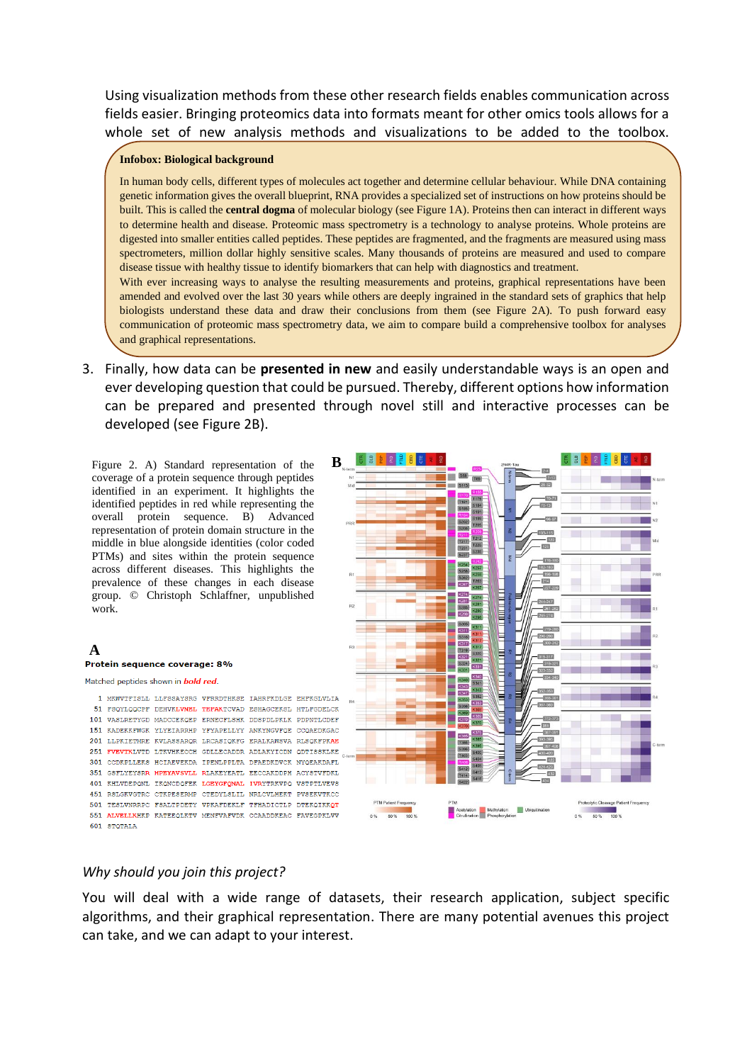Using visualization methods from these other research fields enables communication across fields easier. Bringing proteomics data into formats meant for other omics tools allows for a whole set of new analysis methods and visualizations to be added to the toolbox.

> **Infobox: Biological background**
>
> In human body cells, different types of molecules act together and determine cellular behaviour. While DNA containing genetic information gives the overall blueprint, RNA provides a specialized set of instructions on how proteins should be built. This is called the **central dogma** of molecular biology (see Figure 1A). Proteins then can interact in different ways to determine health and disease. Proteomic mass spectrometry is a technology to analyse proteins. Whole proteins are digested into smaller entities called peptides. These peptides are fragmented, and the fragments are measured using mass spectrometers, million dollar highly sensitive scales. Many thousands of proteins are measured and used to compare disease tissue with healthy tissue to identify biomarkers that can help with diagnostics and treatment.
>
> With ever increasing ways to analyse the resulting measurements and proteins, graphical representations have been amended and evolved over the last 30 years while others are deeply ingrained in the standard sets of graphics that help biologists understand these data and draw their conclusions from them (see Figure 2A). To push forward easy communication of proteomic mass spectrometry data, we aim to compare build a comprehensive toolbox for analyses and graphical representations.

3. Finally, how data can be **presented in new** and easily understandable ways is an open and ever developing question that could be pursued. Thereby, different options how information can be prepared and presented through novel still and interactive processes can be developed (see Figure 2B).

Figure 2. A) Standard representation of the coverage of a protein sequence through peptides identified in an experiment. It highlights the identified peptides in red while representing the overall protein sequence. B) Advanced representation of protein domain structure in the middle in blue alongside identities (color coded PTMs) and sites within the protein sequence across different diseases. This highlights the prevalence of these changes in each disease group. © Christoph Schlaffner, unpublished work.

**A**

**Protein sequence coverage: 8%**

Matched peptides shown in ***bold red***.

```
  1 MKWVTFISLL LLFSSAYSRG VFRRDTHKSE IAHRFKDLGE EHFKGLVLIA
 51 FSQYLQQCPF DEHVKLVNEL TEFAKTCVAD ESHAGCEKSL HTLFGDELCK
101 VASLRETYGD MADCCEKQEP ERNECFLSHK DDSPDLPKLK PDPNTLCDEF
151 KADEKKFWGK YLYEIARRHP YFYAPELLYY ANKYNGVFQE CCQAEDKGAC
201 LLPKIETMRE KVLASSARQR LRCASIQKFG ERALKAWSVA RLSQKFPKAE
251 FVEVTKLVTD LTKVHKECCH GDLLECADDR ADLAKYICDN QDTISSKLKE
301 CCDKPLLEKS HCIAEVEKDA IPENLPPLTA DFAEDKDVCK NYQEAKDAFL
351 GSFLYEYSRR HPEYAVSVLL RLAKEYEATL EECCAKDDPH ACYSTVFDKL
401 KHLVDEPQNL IKQNCDQFEK LGEYGFQNAL IVRYTRKVPQ VSTPTLVEVS
451 RSLGKVGTRC CTKPESERMP CTEDYLSLIL NRLCVLHEKT PVSEKVTKCC
501 TESLVNRRPC FSALTPDETY VPKAFDEKLF TFHADICTLP DTEKQIKKQT
551 ALVELLKHKP KATEEQLKTV MENFVAFVDK CCAADDKEAC FAVEGPKLVV
601 STQTALA
```

**B**

*Why should you join this project?*

You will deal with a wide range of datasets, their research application, subject specific algorithms, and their graphical representation. There are many potential avenues this project can take, and we can adapt to your interest.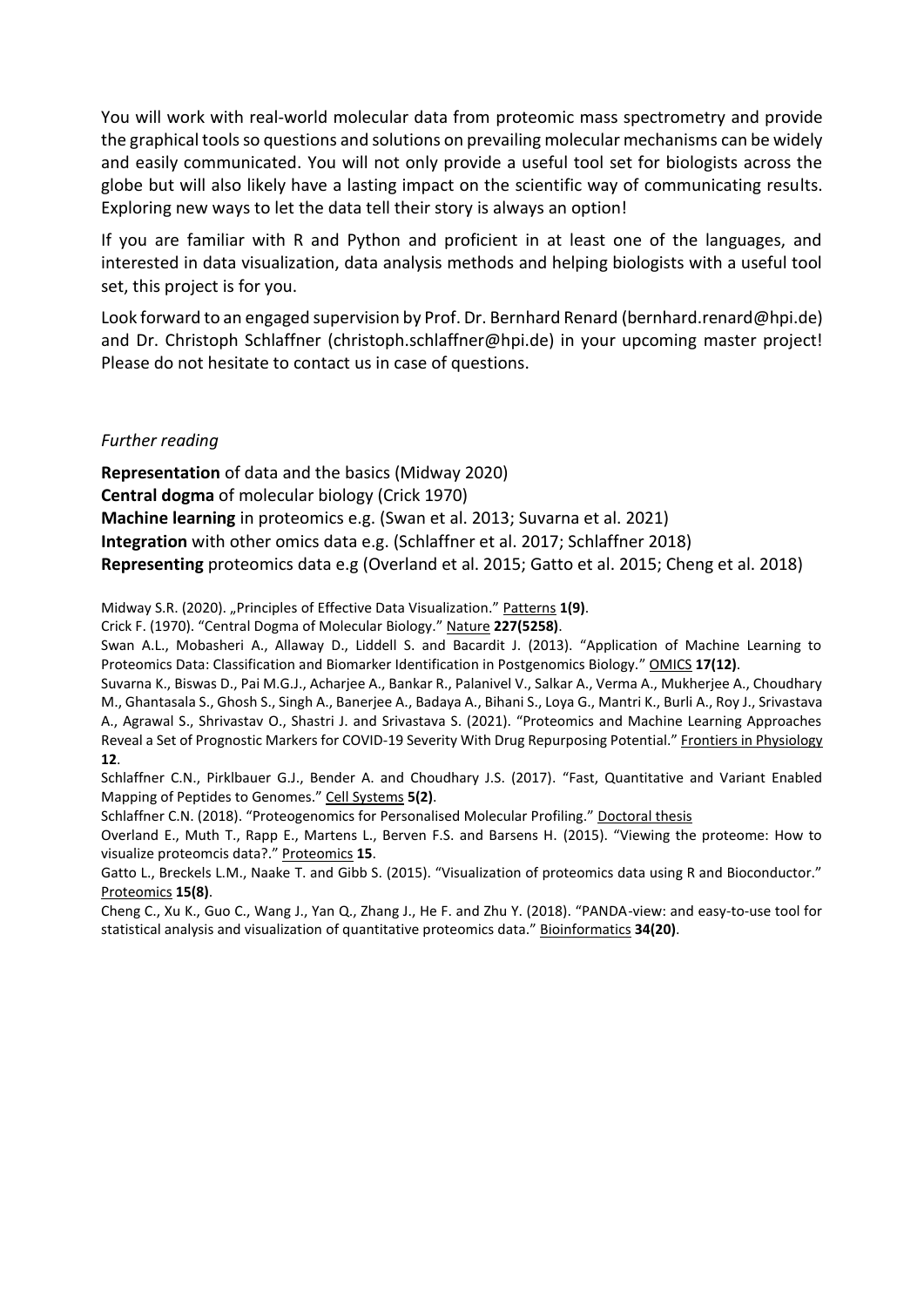You will work with real-world molecular data from proteomic mass spectrometry and provide the graphical tools so questions and solutions on prevailing molecular mechanisms can be widely and easily communicated. You will not only provide a useful tool set for biologists across the globe but will also likely have a lasting impact on the scientific way of communicating results. Exploring new ways to let the data tell their story is always an option!

If you are familiar with R and Python and proficient in at least one of the languages, and interested in data visualization, data analysis methods and helping biologists with a useful tool set, this project is for you.

Look forward to an engaged supervision by Prof. Dr. Bernhard Renard (bernhard.renard@hpi.de) and Dr. Christoph Schlaffner (christoph.schlaffner@hpi.de) in your upcoming master project! Please do not hesitate to contact us in case of questions.

*Further reading*

**Representation** of data and the basics (Midway 2020)
**Central dogma** of molecular biology (Crick 1970)
**Machine learning** in proteomics e.g. (Swan et al. 2013; Suvarna et al. 2021)
**Integration** with other omics data e.g. (Schlaffner et al. 2017; Schlaffner 2018)
**Representing** proteomics data e.g (Overland et al. 2015; Gatto et al. 2015; Cheng et al. 2018)

Midway S.R. (2020). „Principles of Effective Data Visualization." Patterns **1(9)**.

Crick F. (1970). "Central Dogma of Molecular Biology." Nature **227(5258)**.

Swan A.L., Mobasheri A., Allaway D., Liddell S. and Bacardit J. (2013). "Application of Machine Learning to Proteomics Data: Classification and Biomarker Identification in Postgenomics Biology." OMICS **17(12)**.

Suvarna K., Biswas D., Pai M.G.J., Acharjee A., Bankar R., Palanivel V., Salkar A., Verma A., Mukherjee A., Choudhary M., Ghantasala S., Ghosh S., Singh A., Banerjee A., Badaya A., Bihani S., Loya G., Mantri K., Burli A., Roy J., Srivastava A., Agrawal S., Shrivastav O., Shastri J. and Srivastava S. (2021). "Proteomics and Machine Learning Approaches Reveal a Set of Prognostic Markers for COVID-19 Severity With Drug Repurposing Potential." Frontiers in Physiology **12**.

Schlaffner C.N., Pirklbauer G.J., Bender A. and Choudhary J.S. (2017). "Fast, Quantitative and Variant Enabled Mapping of Peptides to Genomes." Cell Systems **5(2)**.

Schlaffner C.N. (2018). "Proteogenomics for Personalised Molecular Profiling." Doctoral thesis

Overland E., Muth T., Rapp E., Martens L., Berven F.S. and Barsens H. (2015). "Viewing the proteome: How to visualize proteomcis data?." Proteomics **15**.

Gatto L., Breckels L.M., Naake T. and Gibb S. (2015). "Visualization of proteomics data using R and Bioconductor." Proteomics **15(8)**.

Cheng C., Xu K., Guo C., Wang J., Yan Q., Zhang J., He F. and Zhu Y. (2018). "PANDA-view: and easy-to-use tool for statistical analysis and visualization of quantitative proteomics data." Bioinformatics **34(20)**.